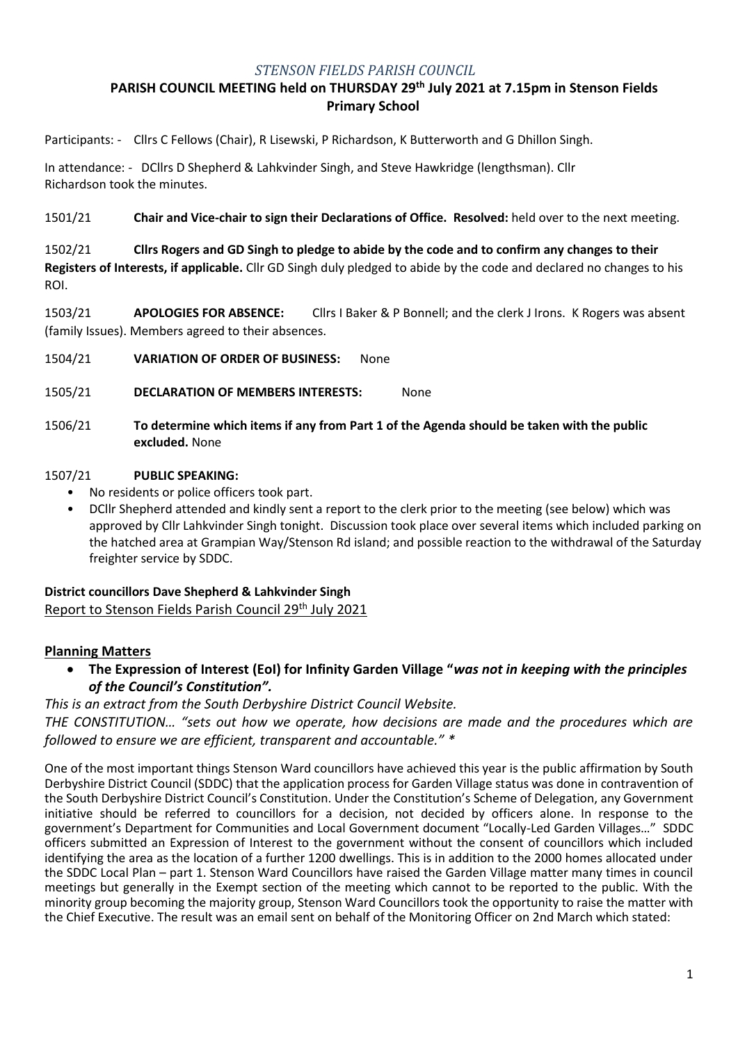*STENSON FIELDS PARISH COUNCIL*

**PARISH COUNCIL MEETING held on THURSDAY 29th July 2021 at 7.15pm in Stenson Fields Primary School**

Participants: - Cllrs C Fellows (Chair), R Lisewski, P Richardson, K Butterworth and G Dhillon Singh.

In attendance: - DCllrs D Shepherd & Lahkvinder Singh, and Steve Hawkridge (lengthsman). Cllr Richardson took the minutes.

1501/21 **Chair and Vice-chair to sign their Declarations of Office. Resolved:** held over to the next meeting.

1502/21 **Cllrs Rogers and GD Singh to pledge to abide by the code and to confirm any changes to their Registers of Interests, if applicable.** Cllr GD Singh duly pledged to abide by the code and declared no changes to his ROI.

1503/21 **APOLOGIES FOR ABSENCE:** Cllrs I Baker & P Bonnell; and the clerk J Irons. K Rogers was absent (family Issues). Members agreed to their absences.

1504/21 **VARIATION OF ORDER OF BUSINESS:** None

1505/21 **DECLARATION OF MEMBERS INTERESTS:** None

1506/21 **To determine which items if any from Part 1 of the Agenda should be taken with the public excluded.** None

1507/21 **PUBLIC SPEAKING:**

- No residents or police officers took part.
- DCllr Shepherd attended and kindly sent a report to the clerk prior to the meeting (see below) which was approved by Cllr Lahkvinder Singh tonight. Discussion took place over several items which included parking on the hatched area at Grampian Way/Stenson Rd island; and possible reaction to the withdrawal of the Saturday freighter service by SDDC.

**District councillors Dave Shepherd & Lahkvinder Singh**

Report to Stenson Fields Parish Council 29th July 2021

## Planning Matters

- **The Expression of Interest (EoI) for Infinity Garden Village "*was not in keeping with the principles of the Council's Constitution".***

*This is an extract from the South Derbyshire District Council Website.*

*THE CONSTITUTION… "sets out how we operate, how decisions are made and the procedures which are followed to ensure we are efficient, transparent and accountable." **

One of the most important things Stenson Ward councillors have achieved this year is the public affirmation by South Derbyshire District Council (SDDC) that the application process for Garden Village status was done in contravention of the South Derbyshire District Council's Constitution. Under the Constitution's Scheme of Delegation, any Government initiative should be referred to councillors for a decision, not decided by officers alone. In response to the government's Department for Communities and Local Government document "Locally-Led Garden Villages…" SDDC officers submitted an Expression of Interest to the government without the consent of councillors which included identifying the area as the location of a further 1200 dwellings. This is in addition to the 2000 homes allocated under the SDDC Local Plan – part 1. Stenson Ward Councillors have raised the Garden Village matter many times in council meetings but generally in the Exempt section of the meeting which cannot to be reported to the public. With the minority group becoming the majority group, Stenson Ward Councillors took the opportunity to raise the matter with the Chief Executive. The result was an email sent on behalf of the Monitoring Officer on 2nd March which stated: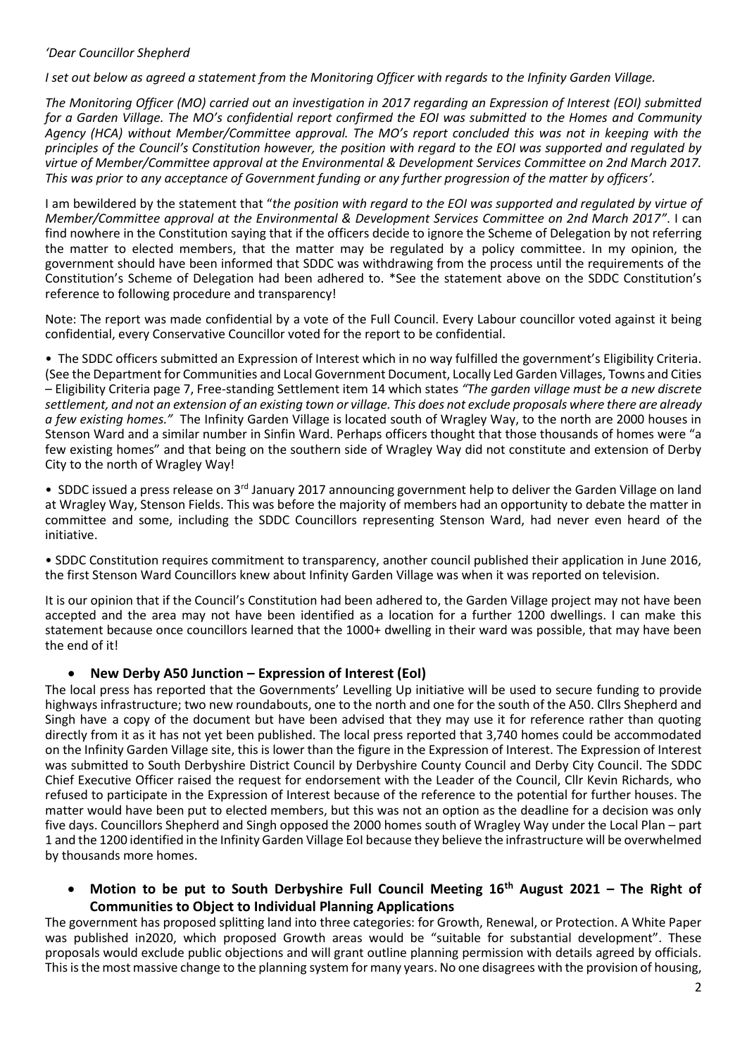*'Dear Councillor Shepherd*

*I set out below as agreed a statement from the Monitoring Officer with regards to the Infinity Garden Village.*

*The Monitoring Officer (MO) carried out an investigation in 2017 regarding an Expression of Interest (EOI) submitted for a Garden Village. The MO's confidential report confirmed the EOI was submitted to the Homes and Community Agency (HCA) without Member/Committee approval. The MO's report concluded this was not in keeping with the principles of the Council's Constitution however, the position with regard to the EOI was supported and regulated by virtue of Member/Committee approval at the Environmental & Development Services Committee on 2nd March 2017. This was prior to any acceptance of Government funding or any further progression of the matter by officers'.*

I am bewildered by the statement that "*the position with regard to the EOI was supported and regulated by virtue of Member/Committee approval at the Environmental & Development Services Committee on 2nd March 2017"*. I can find nowhere in the Constitution saying that if the officers decide to ignore the Scheme of Delegation by not referring the matter to elected members, that the matter may be regulated by a policy committee. In my opinion, the government should have been informed that SDDC was withdrawing from the process until the requirements of the Constitution's Scheme of Delegation had been adhered to. *See the statement above on the SDDC Constitution's reference to following procedure and transparency!

Note: The report was made confidential by a vote of the Full Council. Every Labour councillor voted against it being confidential, every Conservative Councillor voted for the report to be confidential.

- The SDDC officers submitted an Expression of Interest which in no way fulfilled the government's Eligibility Criteria. (See the Department for Communities and Local Government Document, Locally Led Garden Villages, Towns and Cities – Eligibility Criteria page 7, Free-standing Settlement item 14 which states *"The garden village must be a new discrete settlement, and not an extension of an existing town or village. This does not exclude proposals where there are already a few existing homes."* The Infinity Garden Village is located south of Wragley Way, to the north are 2000 houses in Stenson Ward and a similar number in Sinfin Ward. Perhaps officers thought that those thousands of homes were "a few existing homes" and that being on the southern side of Wragley Way did not constitute and extension of Derby City to the north of Wragley Way!

- SDDC issued a press release on 3rd January 2017 announcing government help to deliver the Garden Village on land at Wragley Way, Stenson Fields. This was before the majority of members had an opportunity to debate the matter in committee and some, including the SDDC Councillors representing Stenson Ward, had never even heard of the initiative.

- SDDC Constitution requires commitment to transparency, another council published their application in June 2016, the first Stenson Ward Councillors knew about Infinity Garden Village was when it was reported on television.

It is our opinion that if the Council's Constitution had been adhered to, the Garden Village project may not have been accepted and the area may not have been identified as a location for a further 1200 dwellings. I can make this statement because once councillors learned that the 1000+ dwelling in their ward was possible, that may have been the end of it!

- **New Derby A50 Junction – Expression of Interest (EoI)**

The local press has reported that the Governments' Levelling Up initiative will be used to secure funding to provide highways infrastructure; two new roundabouts, one to the north and one for the south of the A50. Cllrs Shepherd and Singh have a copy of the document but have been advised that they may use it for reference rather than quoting directly from it as it has not yet been published. The local press reported that 3,740 homes could be accommodated on the Infinity Garden Village site, this is lower than the figure in the Expression of Interest. The Expression of Interest was submitted to South Derbyshire District Council by Derbyshire County Council and Derby City Council. The SDDC Chief Executive Officer raised the request for endorsement with the Leader of the Council, Cllr Kevin Richards, who refused to participate in the Expression of Interest because of the reference to the potential for further houses. The matter would have been put to elected members, but this was not an option as the deadline for a decision was only five days. Councillors Shepherd and Singh opposed the 2000 homes south of Wragley Way under the Local Plan – part 1 and the 1200 identified in the Infinity Garden Village EoI because they believe the infrastructure will be overwhelmed by thousands more homes.

- **Motion to be put to South Derbyshire Full Council Meeting 16th August 2021 – The Right of Communities to Object to Individual Planning Applications**

The government has proposed splitting land into three categories: for Growth, Renewal, or Protection. A White Paper was published in2020, which proposed Growth areas would be "suitable for substantial development". These proposals would exclude public objections and will grant outline planning permission with details agreed by officials. This is the most massive change to the planning system for many years. No one disagrees with the provision of housing,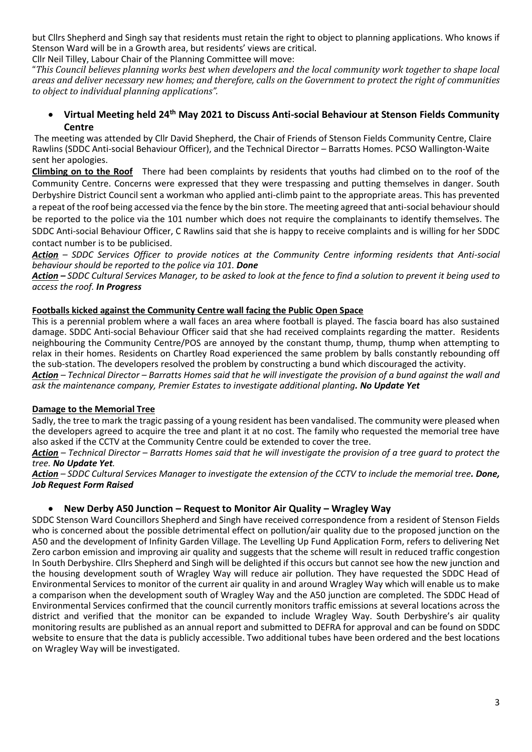but Cllrs Shepherd and Singh say that residents must retain the right to object to planning applications. Who knows if Stenson Ward will be in a Growth area, but residents' views are critical.

Cllr Neil Tilley, Labour Chair of the Planning Committee will move:

"*This Council believes planning works best when developers and the local community work together to shape local areas and deliver necessary new homes; and therefore, calls on the Government to protect the right of communities to object to individual planning applications".*

- **Virtual Meeting held 24th May 2021 to Discuss Anti-social Behaviour at Stenson Fields Community Centre**

The meeting was attended by Cllr David Shepherd, the Chair of Friends of Stenson Fields Community Centre, Claire Rawlins (SDDC Anti-social Behaviour Officer), and the Technical Director – Barratts Homes. PCSO Wallington-Waite sent her apologies.

**Climbing on to the Roof** There had been complaints by residents that youths had climbed on to the roof of the Community Centre. Concerns were expressed that they were trespassing and putting themselves in danger. South Derbyshire District Council sent a workman who applied anti-climb paint to the appropriate areas. This has prevented a repeat of the roof being accessed via the fence by the bin store. The meeting agreed that anti-social behaviour should be reported to the police via the 101 number which does not require the complainants to identify themselves. The SDDC Anti-social Behaviour Officer, C Rawlins said that she is happy to receive complaints and is willing for her SDDC contact number is to be publicised.

***Action*** *– SDDC Services Officer to provide notices at the Community Centre informing residents that Anti-social behaviour should be reported to the police via 101.* ***Done***

***Action*** *– SDDC Cultural Services Manager, to be asked to look at the fence to find a solution to prevent it being used to access the roof.* ***In Progress***

**Footballs kicked against the Community Centre wall facing the Public Open Space**

This is a perennial problem where a wall faces an area where football is played. The fascia board has also sustained damage. SDDC Anti-social Behaviour Officer said that she had received complaints regarding the matter. Residents neighbouring the Community Centre/POS are annoyed by the constant thump, thump, thump when attempting to relax in their homes. Residents on Chartley Road experienced the same problem by balls constantly rebounding off the sub-station. The developers resolved the problem by constructing a bund which discouraged the activity.

***Action*** *– Technical Director – Barratts Homes said that he will investigate the provision of a bund against the wall and ask the maintenance company, Premier Estates to investigate additional planting.* ***No Update Yet***

**Damage to the Memorial Tree**

Sadly, the tree to mark the tragic passing of a young resident has been vandalised. The community were pleased when the developers agreed to acquire the tree and plant it at no cost. The family who requested the memorial tree have also asked if the CCTV at the Community Centre could be extended to cover the tree.

***Action*** *– Technical Director – Barratts Homes said that he will investigate the provision of a tree guard to protect the tree.* ***No Update Yet.***

***Action*** *– SDDC Cultural Services Manager to investigate the extension of the CCTV to include the memorial tree.* ***Done, Job Request Form Raised***

- **New Derby A50 Junction – Request to Monitor Air Quality – Wragley Way**

SDDC Stenson Ward Councillors Shepherd and Singh have received correspondence from a resident of Stenson Fields who is concerned about the possible detrimental effect on pollution/air quality due to the proposed junction on the A50 and the development of Infinity Garden Village. The Levelling Up Fund Application Form, refers to delivering Net Zero carbon emission and improving air quality and suggests that the scheme will result in reduced traffic congestion In South Derbyshire. Cllrs Shepherd and Singh will be delighted if this occurs but cannot see how the new junction and the housing development south of Wragley Way will reduce air pollution. They have requested the SDDC Head of Environmental Services to monitor of the current air quality in and around Wragley Way which will enable us to make a comparison when the development south of Wragley Way and the A50 junction are completed. The SDDC Head of Environmental Services confirmed that the council currently monitors traffic emissions at several locations across the district and verified that the monitor can be expanded to include Wragley Way. South Derbyshire's air quality monitoring results are published as an annual report and submitted to DEFRA for approval and can be found on SDDC website to ensure that the data is publicly accessible. Two additional tubes have been ordered and the best locations on Wragley Way will be investigated.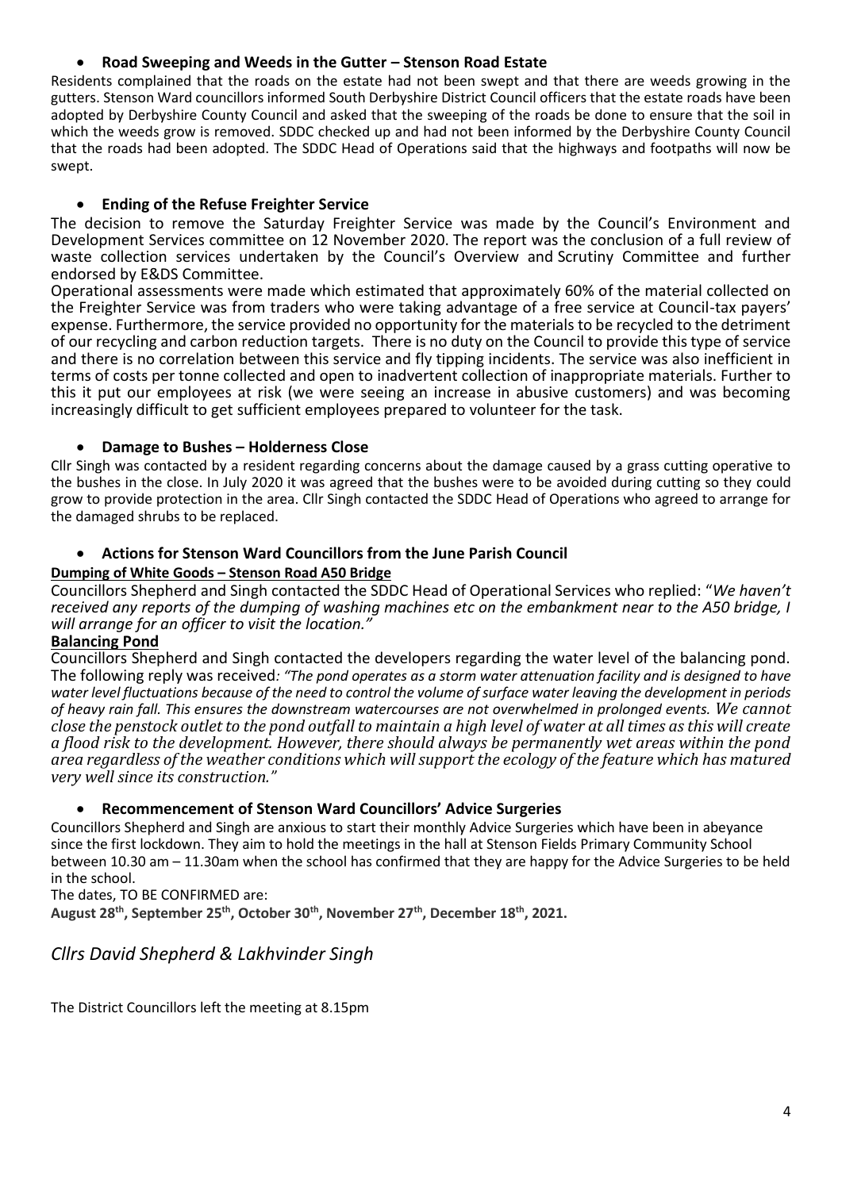- **Road Sweeping and Weeds in the Gutter – Stenson Road Estate**

Residents complained that the roads on the estate had not been swept and that there are weeds growing in the gutters. Stenson Ward councillors informed South Derbyshire District Council officers that the estate roads have been adopted by Derbyshire County Council and asked that the sweeping of the roads be done to ensure that the soil in which the weeds grow is removed. SDDC checked up and had not been informed by the Derbyshire County Council that the roads had been adopted. The SDDC Head of Operations said that the highways and footpaths will now be swept.

- **Ending of the Refuse Freighter Service**

The decision to remove the Saturday Freighter Service was made by the Council's Environment and Development Services committee on 12 November 2020. The report was the conclusion of a full review of waste collection services undertaken by the Council's Overview and Scrutiny Committee and further endorsed by E&DS Committee.

Operational assessments were made which estimated that approximately 60% of the material collected on the Freighter Service was from traders who were taking advantage of a free service at Council-tax payers' expense. Furthermore, the service provided no opportunity for the materials to be recycled to the detriment of our recycling and carbon reduction targets. There is no duty on the Council to provide this type of service and there is no correlation between this service and fly tipping incidents. The service was also inefficient in terms of costs per tonne collected and open to inadvertent collection of inappropriate materials. Further to this it put our employees at risk (we were seeing an increase in abusive customers) and was becoming increasingly difficult to get sufficient employees prepared to volunteer for the task.

- **Damage to Bushes – Holderness Close**

Cllr Singh was contacted by a resident regarding concerns about the damage caused by a grass cutting operative to the bushes in the close. In July 2020 it was agreed that the bushes were to be avoided during cutting so they could grow to provide protection in the area. Cllr Singh contacted the SDDC Head of Operations who agreed to arrange for the damaged shrubs to be replaced.

- **Actions for Stenson Ward Councillors from the June Parish Council**

**Dumping of White Goods – Stenson Road A50 Bridge**

Councillors Shepherd and Singh contacted the SDDC Head of Operational Services who replied: "*We haven't received any reports of the dumping of washing machines etc on the embankment near to the A50 bridge, I will arrange for an officer to visit the location."*

**Balancing Pond**

Councillors Shepherd and Singh contacted the developers regarding the water level of the balancing pond. The following reply was received*: "The pond operates as a storm water attenuation facility and is designed to have water level fluctuations because of the need to control the volume of surface water leaving the development in periods of heavy rain fall. This ensures the downstream watercourses are not overwhelmed in prolonged events. We cannot close the penstock outlet to the pond outfall to maintain a high level of water at all times as this will create a flood risk to the development. However, there should always be permanently wet areas within the pond area regardless of the weather conditions which will support the ecology of the feature which has matured very well since its construction."*

- **Recommencement of Stenson Ward Councillors' Advice Surgeries**

Councillors Shepherd and Singh are anxious to start their monthly Advice Surgeries which have been in abeyance since the first lockdown. They aim to hold the meetings in the hall at Stenson Fields Primary Community School between 10.30 am – 11.30am when the school has confirmed that they are happy for the Advice Surgeries to be held in the school.

The dates, TO BE CONFIRMED are:

**August 28th, September 25th, October 30th, November 27th, December 18th, 2021.**

*Cllrs David Shepherd & Lakhvinder Singh*

The District Councillors left the meeting at 8.15pm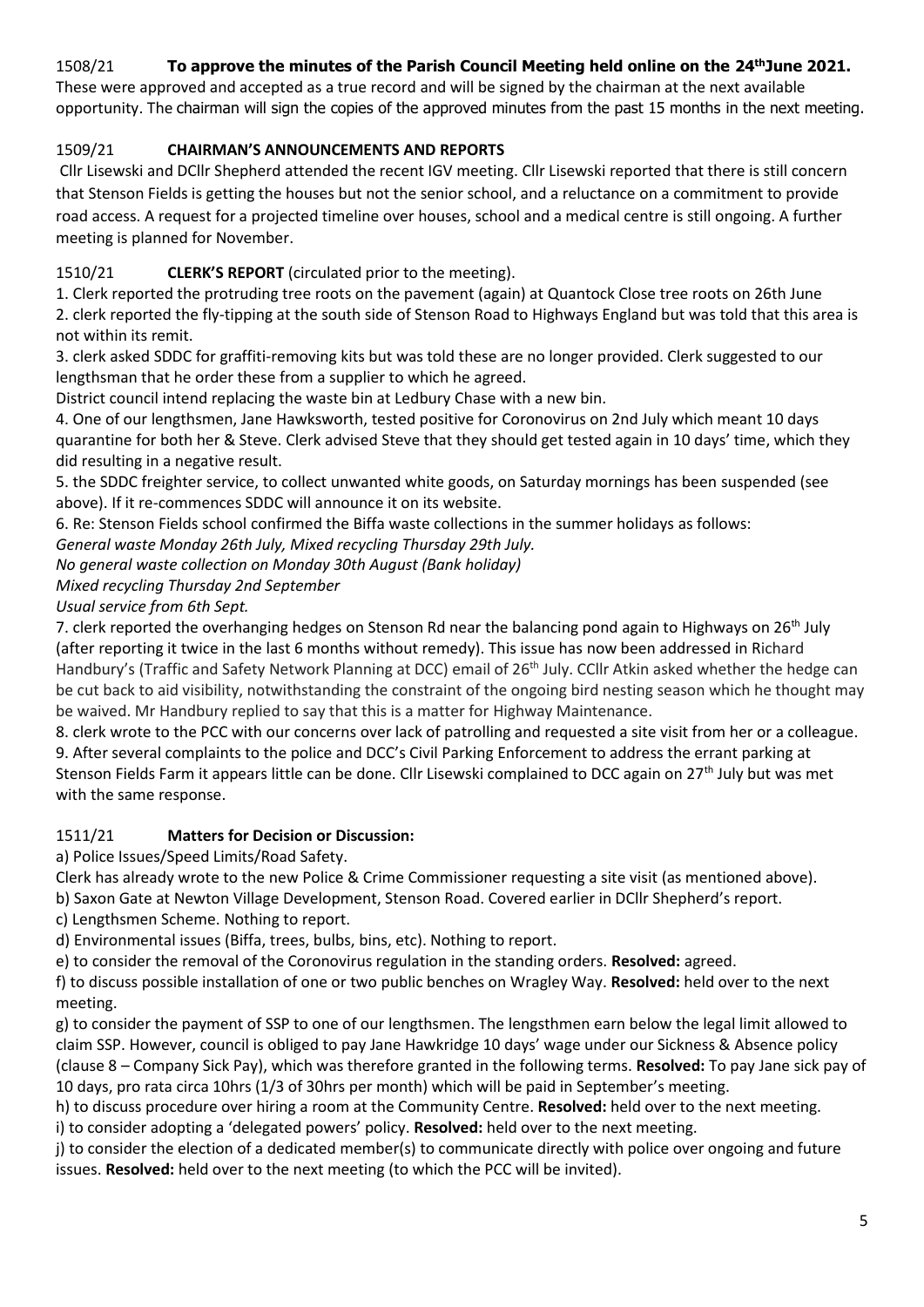1508/21 **To approve the minutes of the Parish Council Meeting held online on the 24thJune 2021.**

These were approved and accepted as a true record and will be signed by the chairman at the next available opportunity. The chairman will sign the copies of the approved minutes from the past 15 months in the next meeting.

1509/21 **CHAIRMAN'S ANNOUNCEMENTS AND REPORTS**

Cllr Lisewski and DCllr Shepherd attended the recent IGV meeting. Cllr Lisewski reported that there is still concern that Stenson Fields is getting the houses but not the senior school, and a reluctance on a commitment to provide road access. A request for a projected timeline over houses, school and a medical centre is still ongoing. A further meeting is planned for November.

1510/21 **CLERK'S REPORT** (circulated prior to the meeting).

1. Clerk reported the protruding tree roots on the pavement (again) at Quantock Close tree roots on 26th June
2. clerk reported the fly-tipping at the south side of Stenson Road to Highways England but was told that this area is not within its remit.
3. clerk asked SDDC for graffiti-removing kits but was told these are no longer provided. Clerk suggested to our lengthsman that he order these from a supplier to which he agreed.

District council intend replacing the waste bin at Ledbury Chase with a new bin.

4. One of our lengthsmen, Jane Hawksworth, tested positive for Coronovirus on 2nd July which meant 10 days quarantine for both her & Steve. Clerk advised Steve that they should get tested again in 10 days' time, which they did resulting in a negative result.
5. the SDDC freighter service, to collect unwanted white goods, on Saturday mornings has been suspended (see above). If it re-commences SDDC will announce it on its website.
6. Re: Stenson Fields school confirmed the Biffa waste collections in the summer holidays as follows:

*General waste Monday 26th July, Mixed recycling Thursday 29th July.*

*No general waste collection on Monday 30th August (Bank holiday)*

*Mixed recycling Thursday 2nd September*

*Usual service from 6th Sept.*

7. clerk reported the overhanging hedges on Stenson Rd near the balancing pond again to Highways on 26th July (after reporting it twice in the last 6 months without remedy). This issue has now been addressed in Richard Handbury's (Traffic and Safety Network Planning at DCC) email of 26th July. CCllr Atkin asked whether the hedge can be cut back to aid visibility, notwithstanding the constraint of the ongoing bird nesting season which he thought may be waived. Mr Handbury replied to say that this is a matter for Highway Maintenance.
8. clerk wrote to the PCC with our concerns over lack of patrolling and requested a site visit from her or a colleague.
9. After several complaints to the police and DCC's Civil Parking Enforcement to address the errant parking at Stenson Fields Farm it appears little can be done. Cllr Lisewski complained to DCC again on 27th July but was met with the same response.

1511/21 **Matters for Decision or Discussion:**

a) Police Issues/Speed Limits/Road Safety.

Clerk has already wrote to the new Police & Crime Commissioner requesting a site visit (as mentioned above).

b) Saxon Gate at Newton Village Development, Stenson Road. Covered earlier in DCllr Shepherd's report.

c) Lengthsmen Scheme. Nothing to report.

d) Environmental issues (Biffa, trees, bulbs, bins, etc). Nothing to report.

e) to consider the removal of the Coronovirus regulation in the standing orders. **Resolved:** agreed.

f) to discuss possible installation of one or two public benches on Wragley Way. **Resolved:** held over to the next meeting.

g) to consider the payment of SSP to one of our lengthsmen. The lengsthmen earn below the legal limit allowed to claim SSP. However, council is obliged to pay Jane Hawkridge 10 days' wage under our Sickness & Absence policy (clause 8 – Company Sick Pay), which was therefore granted in the following terms. **Resolved:** To pay Jane sick pay of 10 days, pro rata circa 10hrs (1/3 of 30hrs per month) which will be paid in September's meeting.

h) to discuss procedure over hiring a room at the Community Centre. **Resolved:** held over to the next meeting.

i) to consider adopting a 'delegated powers' policy. **Resolved:** held over to the next meeting.

j) to consider the election of a dedicated member(s) to communicate directly with police over ongoing and future issues. **Resolved:** held over to the next meeting (to which the PCC will be invited).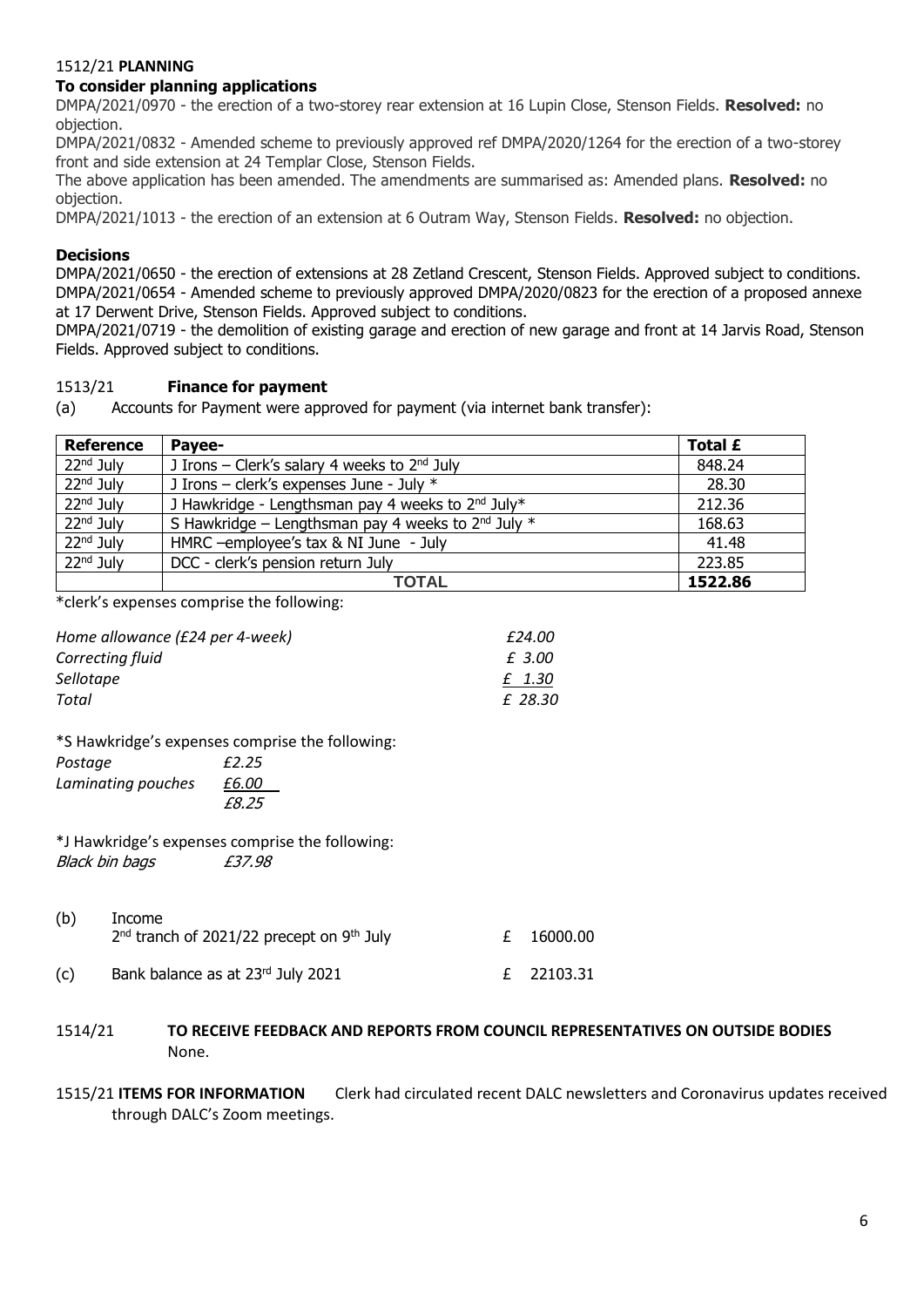1512/21 **PLANNING**

**To consider planning applications**

DMPA/2021/0970 - the erection of a two-storey rear extension at 16 Lupin Close, Stenson Fields. **Resolved:** no objection.

DMPA/2021/0832 - Amended scheme to previously approved ref DMPA/2020/1264 for the erection of a two-storey front and side extension at 24 Templar Close, Stenson Fields.

The above application has been amended. The amendments are summarised as: Amended plans. **Resolved:** no objection.

DMPA/2021/1013 - the erection of an extension at 6 Outram Way, Stenson Fields. **Resolved:** no objection.

**Decisions**

DMPA/2021/0650 - the erection of extensions at 28 Zetland Crescent, Stenson Fields. Approved subject to conditions.

DMPA/2021/0654 - Amended scheme to previously approved DMPA/2020/0823 for the erection of a proposed annexe at 17 Derwent Drive, Stenson Fields. Approved subject to conditions.

DMPA/2021/0719 - the demolition of existing garage and erection of new garage and front at 14 Jarvis Road, Stenson Fields. Approved subject to conditions.

1513/21 **Finance for payment**

(a) Accounts for Payment were approved for payment (via internet bank transfer):

| Reference | Payee- | Total £ |
|---|---|---|
| 22nd July | J Irons – Clerk's salary 4 weeks to 2nd July | 848.24 |
| 22nd July | J Irons – clerk's expenses June - July * | 28.30 |
| 22nd July | J Hawkridge - Lengthsman pay 4 weeks to 2nd July* | 212.36 |
| 22nd July | S Hawkridge – Lengthsman pay 4 weeks to 2nd July * | 168.63 |
| 22nd July | HMRC –employee's tax & NI June - July | 41.48 |
| 22nd July | DCC - clerk's pension return July | 223.85 |
| | **TOTAL** | **1522.86** |

*clerk's expenses comprise the following:

| | |
|---|---|
| *Home allowance (£24 per 4-week)* | *£24.00* |
| *Correcting fluid* | *£ 3.00* |
| *Sellotape* | *£ 1.30* |
| *Total* | *£ 28.30* |

*S Hawkridge's expenses comprise the following:

| | |
|---|---|
| *Postage* | *£2.25* |
| *Laminating pouches* | *£6.00* |
| | *£8.25* |

*J Hawkridge's expenses comprise the following:

*Black bin bags* *£37.98*

(b) Income
2nd tranch of 2021/22 precept on 9th July £ 16000.00

(c) Bank balance as at 23rd July 2021 £ 22103.31

1514/21 **TO RECEIVE FEEDBACK AND REPORTS FROM COUNCIL REPRESENTATIVES ON OUTSIDE BODIES**
None.

1515/21 **ITEMS FOR INFORMATION** Clerk had circulated recent DALC newsletters and Coronavirus updates received through DALC's Zoom meetings.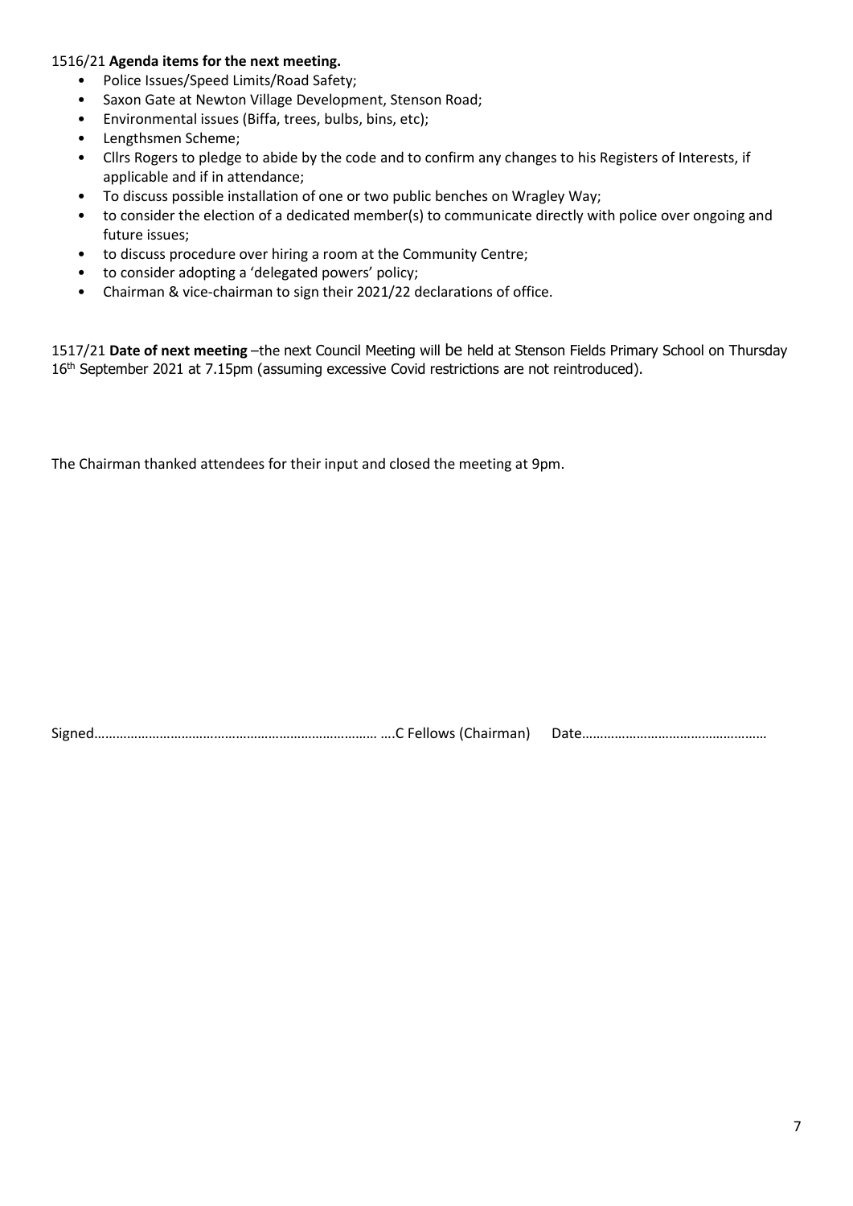1516/21 **Agenda items for the next meeting.**

- Police Issues/Speed Limits/Road Safety;
- Saxon Gate at Newton Village Development, Stenson Road;
- Environmental issues (Biffa, trees, bulbs, bins, etc);
- Lengthsmen Scheme;
- Cllrs Rogers to pledge to abide by the code and to confirm any changes to his Registers of Interests, if applicable and if in attendance;
- To discuss possible installation of one or two public benches on Wragley Way;
- to consider the election of a dedicated member(s) to communicate directly with police over ongoing and future issues;
- to discuss procedure over hiring a room at the Community Centre;
- to consider adopting a 'delegated powers' policy;
- Chairman & vice-chairman to sign their 2021/22 declarations of office.

1517/21 **Date of next meeting** –the next Council Meeting will be held at Stenson Fields Primary School on Thursday 16th September 2021 at 7.15pm (assuming excessive Covid restrictions are not reintroduced).

The Chairman thanked attendees for their input and closed the meeting at 9pm.

Signed………………………………………………………………… ….C Fellows (Chairman) Date……………………………………………